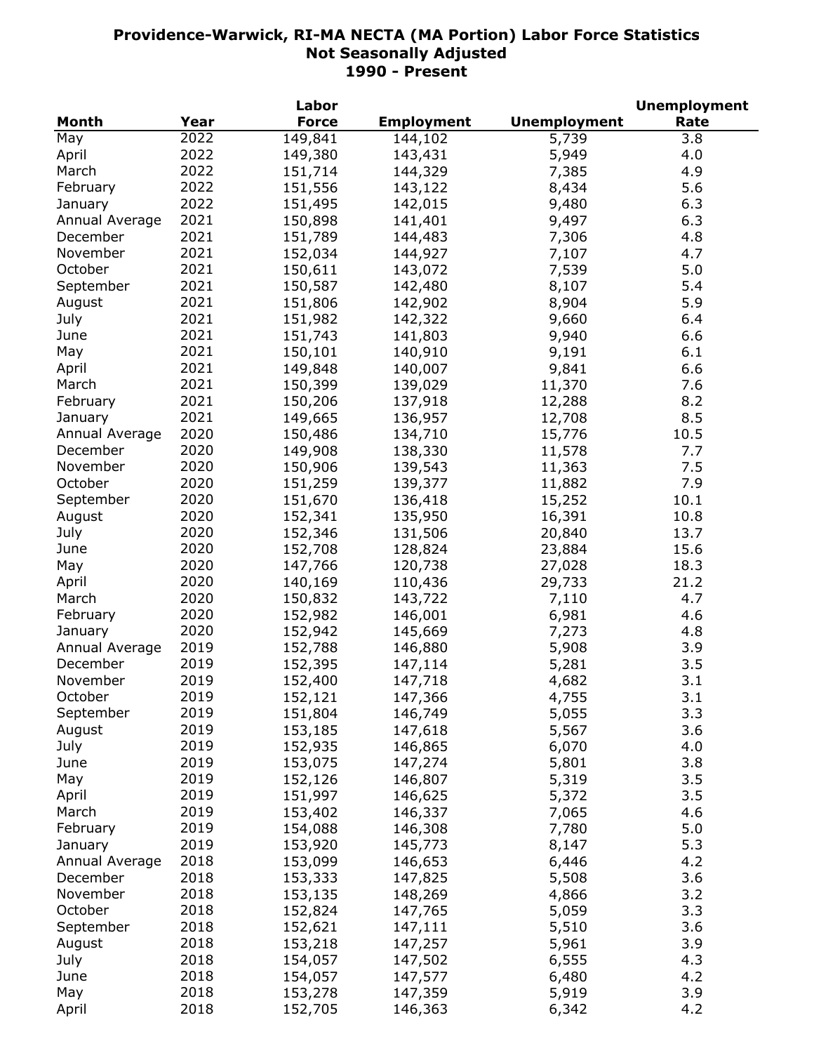# Providence-Warwick, RI-MA NECTA (MA Portion) Labor Force Statistics
## Not Seasonally Adjusted
## 1990 - Present

| Month | Year | Labor Force | Employment | Unemployment | Unemployment Rate |
|---|---|---|---|---|---|
| May | 2022 | 149,841 | 144,102 | 5,739 | 3.8 |
| April | 2022 | 149,380 | 143,431 | 5,949 | 4.0 |
| March | 2022 | 151,714 | 144,329 | 7,385 | 4.9 |
| February | 2022 | 151,556 | 143,122 | 8,434 | 5.6 |
| January | 2022 | 151,495 | 142,015 | 9,480 | 6.3 |
| Annual Average | 2021 | 150,898 | 141,401 | 9,497 | 6.3 |
| December | 2021 | 151,789 | 144,483 | 7,306 | 4.8 |
| November | 2021 | 152,034 | 144,927 | 7,107 | 4.7 |
| October | 2021 | 150,611 | 143,072 | 7,539 | 5.0 |
| September | 2021 | 150,587 | 142,480 | 8,107 | 5.4 |
| August | 2021 | 151,806 | 142,902 | 8,904 | 5.9 |
| July | 2021 | 151,982 | 142,322 | 9,660 | 6.4 |
| June | 2021 | 151,743 | 141,803 | 9,940 | 6.6 |
| May | 2021 | 150,101 | 140,910 | 9,191 | 6.1 |
| April | 2021 | 149,848 | 140,007 | 9,841 | 6.6 |
| March | 2021 | 150,399 | 139,029 | 11,370 | 7.6 |
| February | 2021 | 150,206 | 137,918 | 12,288 | 8.2 |
| January | 2021 | 149,665 | 136,957 | 12,708 | 8.5 |
| Annual Average | 2020 | 150,486 | 134,710 | 15,776 | 10.5 |
| December | 2020 | 149,908 | 138,330 | 11,578 | 7.7 |
| November | 2020 | 150,906 | 139,543 | 11,363 | 7.5 |
| October | 2020 | 151,259 | 139,377 | 11,882 | 7.9 |
| September | 2020 | 151,670 | 136,418 | 15,252 | 10.1 |
| August | 2020 | 152,341 | 135,950 | 16,391 | 10.8 |
| July | 2020 | 152,346 | 131,506 | 20,840 | 13.7 |
| June | 2020 | 152,708 | 128,824 | 23,884 | 15.6 |
| May | 2020 | 147,766 | 120,738 | 27,028 | 18.3 |
| April | 2020 | 140,169 | 110,436 | 29,733 | 21.2 |
| March | 2020 | 150,832 | 143,722 | 7,110 | 4.7 |
| February | 2020 | 152,982 | 146,001 | 6,981 | 4.6 |
| January | 2020 | 152,942 | 145,669 | 7,273 | 4.8 |
| Annual Average | 2019 | 152,788 | 146,880 | 5,908 | 3.9 |
| December | 2019 | 152,395 | 147,114 | 5,281 | 3.5 |
| November | 2019 | 152,400 | 147,718 | 4,682 | 3.1 |
| October | 2019 | 152,121 | 147,366 | 4,755 | 3.1 |
| September | 2019 | 151,804 | 146,749 | 5,055 | 3.3 |
| August | 2019 | 153,185 | 147,618 | 5,567 | 3.6 |
| July | 2019 | 152,935 | 146,865 | 6,070 | 4.0 |
| June | 2019 | 153,075 | 147,274 | 5,801 | 3.8 |
| May | 2019 | 152,126 | 146,807 | 5,319 | 3.5 |
| April | 2019 | 151,997 | 146,625 | 5,372 | 3.5 |
| March | 2019 | 153,402 | 146,337 | 7,065 | 4.6 |
| February | 2019 | 154,088 | 146,308 | 7,780 | 5.0 |
| January | 2019 | 153,920 | 145,773 | 8,147 | 5.3 |
| Annual Average | 2018 | 153,099 | 146,653 | 6,446 | 4.2 |
| December | 2018 | 153,333 | 147,825 | 5,508 | 3.6 |
| November | 2018 | 153,135 | 148,269 | 4,866 | 3.2 |
| October | 2018 | 152,824 | 147,765 | 5,059 | 3.3 |
| September | 2018 | 152,621 | 147,111 | 5,510 | 3.6 |
| August | 2018 | 153,218 | 147,257 | 5,961 | 3.9 |
| July | 2018 | 154,057 | 147,502 | 6,555 | 4.3 |
| June | 2018 | 154,057 | 147,577 | 6,480 | 4.2 |
| May | 2018 | 153,278 | 147,359 | 5,919 | 3.9 |
| April | 2018 | 152,705 | 146,363 | 6,342 | 4.2 |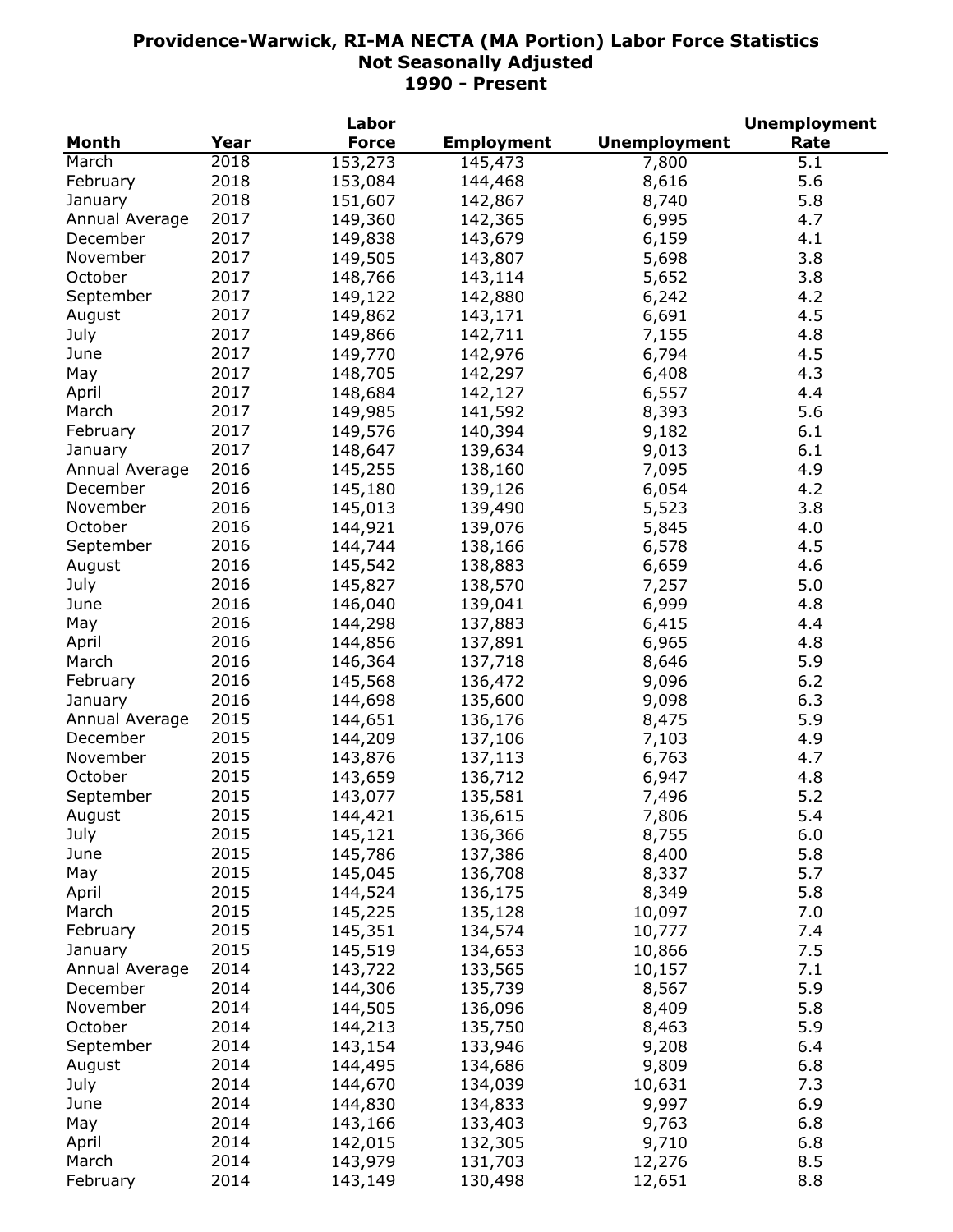# Providence-Warwick, RI-MA NECTA (MA Portion) Labor Force Statistics
## Not Seasonally Adjusted
## 1990 - Present

| Month | Year | Labor Force | Employment | Unemployment | Unemployment Rate |
|---|---|---|---|---|---|
| March | 2018 | 153,273 | 145,473 | 7,800 | 5.1 |
| February | 2018 | 153,084 | 144,468 | 8,616 | 5.6 |
| January | 2018 | 151,607 | 142,867 | 8,740 | 5.8 |
| Annual Average | 2017 | 149,360 | 142,365 | 6,995 | 4.7 |
| December | 2017 | 149,838 | 143,679 | 6,159 | 4.1 |
| November | 2017 | 149,505 | 143,807 | 5,698 | 3.8 |
| October | 2017 | 148,766 | 143,114 | 5,652 | 3.8 |
| September | 2017 | 149,122 | 142,880 | 6,242 | 4.2 |
| August | 2017 | 149,862 | 143,171 | 6,691 | 4.5 |
| July | 2017 | 149,866 | 142,711 | 7,155 | 4.8 |
| June | 2017 | 149,770 | 142,976 | 6,794 | 4.5 |
| May | 2017 | 148,705 | 142,297 | 6,408 | 4.3 |
| April | 2017 | 148,684 | 142,127 | 6,557 | 4.4 |
| March | 2017 | 149,985 | 141,592 | 8,393 | 5.6 |
| February | 2017 | 149,576 | 140,394 | 9,182 | 6.1 |
| January | 2017 | 148,647 | 139,634 | 9,013 | 6.1 |
| Annual Average | 2016 | 145,255 | 138,160 | 7,095 | 4.9 |
| December | 2016 | 145,180 | 139,126 | 6,054 | 4.2 |
| November | 2016 | 145,013 | 139,490 | 5,523 | 3.8 |
| October | 2016 | 144,921 | 139,076 | 5,845 | 4.0 |
| September | 2016 | 144,744 | 138,166 | 6,578 | 4.5 |
| August | 2016 | 145,542 | 138,883 | 6,659 | 4.6 |
| July | 2016 | 145,827 | 138,570 | 7,257 | 5.0 |
| June | 2016 | 146,040 | 139,041 | 6,999 | 4.8 |
| May | 2016 | 144,298 | 137,883 | 6,415 | 4.4 |
| April | 2016 | 144,856 | 137,891 | 6,965 | 4.8 |
| March | 2016 | 146,364 | 137,718 | 8,646 | 5.9 |
| February | 2016 | 145,568 | 136,472 | 9,096 | 6.2 |
| January | 2016 | 144,698 | 135,600 | 9,098 | 6.3 |
| Annual Average | 2015 | 144,651 | 136,176 | 8,475 | 5.9 |
| December | 2015 | 144,209 | 137,106 | 7,103 | 4.9 |
| November | 2015 | 143,876 | 137,113 | 6,763 | 4.7 |
| October | 2015 | 143,659 | 136,712 | 6,947 | 4.8 |
| September | 2015 | 143,077 | 135,581 | 7,496 | 5.2 |
| August | 2015 | 144,421 | 136,615 | 7,806 | 5.4 |
| July | 2015 | 145,121 | 136,366 | 8,755 | 6.0 |
| June | 2015 | 145,786 | 137,386 | 8,400 | 5.8 |
| May | 2015 | 145,045 | 136,708 | 8,337 | 5.7 |
| April | 2015 | 144,524 | 136,175 | 8,349 | 5.8 |
| March | 2015 | 145,225 | 135,128 | 10,097 | 7.0 |
| February | 2015 | 145,351 | 134,574 | 10,777 | 7.4 |
| January | 2015 | 145,519 | 134,653 | 10,866 | 7.5 |
| Annual Average | 2014 | 143,722 | 133,565 | 10,157 | 7.1 |
| December | 2014 | 144,306 | 135,739 | 8,567 | 5.9 |
| November | 2014 | 144,505 | 136,096 | 8,409 | 5.8 |
| October | 2014 | 144,213 | 135,750 | 8,463 | 5.9 |
| September | 2014 | 143,154 | 133,946 | 9,208 | 6.4 |
| August | 2014 | 144,495 | 134,686 | 9,809 | 6.8 |
| July | 2014 | 144,670 | 134,039 | 10,631 | 7.3 |
| June | 2014 | 144,830 | 134,833 | 9,997 | 6.9 |
| May | 2014 | 143,166 | 133,403 | 9,763 | 6.8 |
| April | 2014 | 142,015 | 132,305 | 9,710 | 6.8 |
| March | 2014 | 143,979 | 131,703 | 12,276 | 8.5 |
| February | 2014 | 143,149 | 130,498 | 12,651 | 8.8 |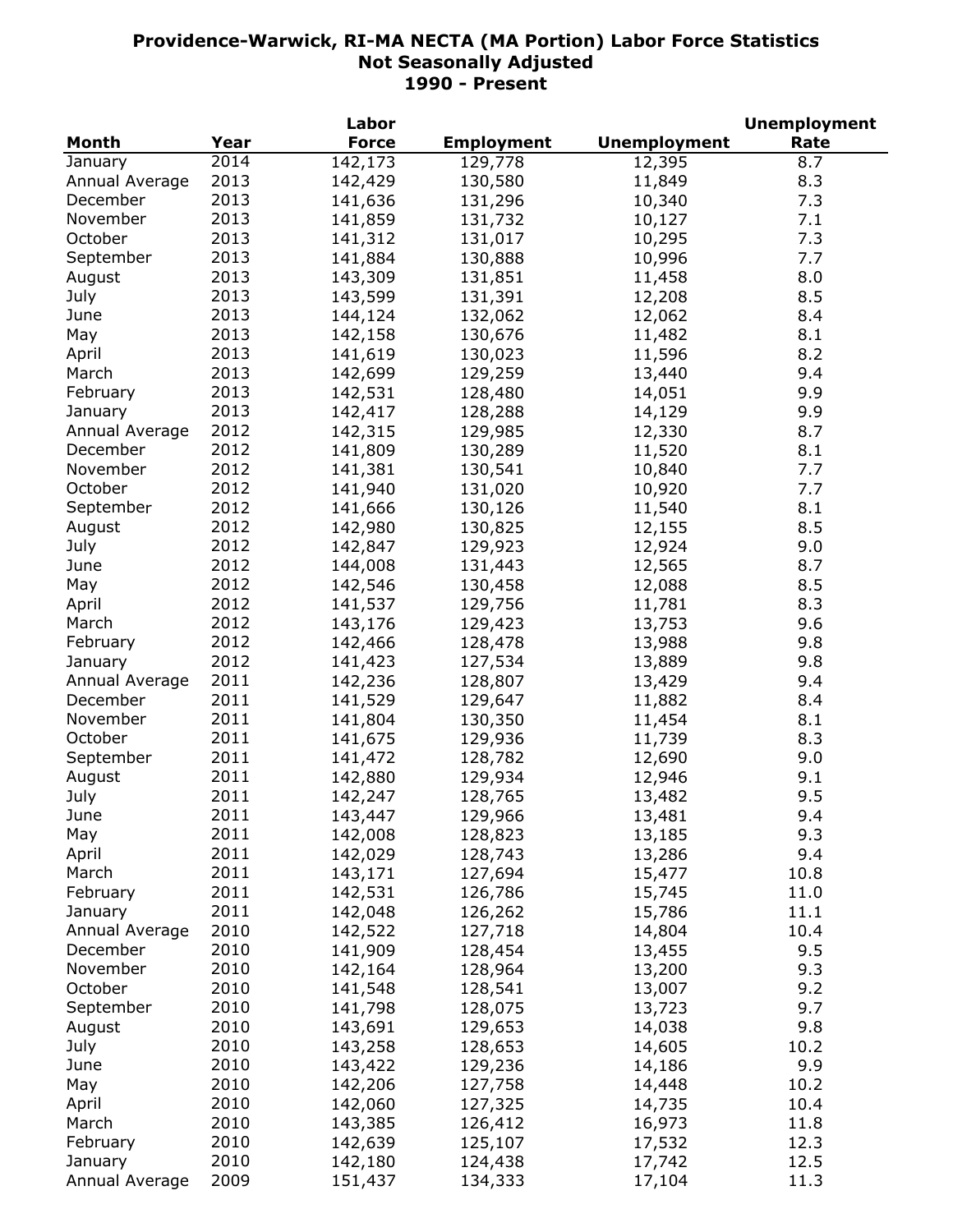# Providence-Warwick, RI-MA NECTA (MA Portion) Labor Force Statistics
## Not Seasonally Adjusted
## 1990 - Present

| Month | Year | Labor Force | Employment | Unemployment | Unemployment Rate |
|---|---|---|---|---|---|
| January | 2014 | 142,173 | 129,778 | 12,395 | 8.7 |
| Annual Average | 2013 | 142,429 | 130,580 | 11,849 | 8.3 |
| December | 2013 | 141,636 | 131,296 | 10,340 | 7.3 |
| November | 2013 | 141,859 | 131,732 | 10,127 | 7.1 |
| October | 2013 | 141,312 | 131,017 | 10,295 | 7.3 |
| September | 2013 | 141,884 | 130,888 | 10,996 | 7.7 |
| August | 2013 | 143,309 | 131,851 | 11,458 | 8.0 |
| July | 2013 | 143,599 | 131,391 | 12,208 | 8.5 |
| June | 2013 | 144,124 | 132,062 | 12,062 | 8.4 |
| May | 2013 | 142,158 | 130,676 | 11,482 | 8.1 |
| April | 2013 | 141,619 | 130,023 | 11,596 | 8.2 |
| March | 2013 | 142,699 | 129,259 | 13,440 | 9.4 |
| February | 2013 | 142,531 | 128,480 | 14,051 | 9.9 |
| January | 2013 | 142,417 | 128,288 | 14,129 | 9.9 |
| Annual Average | 2012 | 142,315 | 129,985 | 12,330 | 8.7 |
| December | 2012 | 141,809 | 130,289 | 11,520 | 8.1 |
| November | 2012 | 141,381 | 130,541 | 10,840 | 7.7 |
| October | 2012 | 141,940 | 131,020 | 10,920 | 7.7 |
| September | 2012 | 141,666 | 130,126 | 11,540 | 8.1 |
| August | 2012 | 142,980 | 130,825 | 12,155 | 8.5 |
| July | 2012 | 142,847 | 129,923 | 12,924 | 9.0 |
| June | 2012 | 144,008 | 131,443 | 12,565 | 8.7 |
| May | 2012 | 142,546 | 130,458 | 12,088 | 8.5 |
| April | 2012 | 141,537 | 129,756 | 11,781 | 8.3 |
| March | 2012 | 143,176 | 129,423 | 13,753 | 9.6 |
| February | 2012 | 142,466 | 128,478 | 13,988 | 9.8 |
| January | 2012 | 141,423 | 127,534 | 13,889 | 9.8 |
| Annual Average | 2011 | 142,236 | 128,807 | 13,429 | 9.4 |
| December | 2011 | 141,529 | 129,647 | 11,882 | 8.4 |
| November | 2011 | 141,804 | 130,350 | 11,454 | 8.1 |
| October | 2011 | 141,675 | 129,936 | 11,739 | 8.3 |
| September | 2011 | 141,472 | 128,782 | 12,690 | 9.0 |
| August | 2011 | 142,880 | 129,934 | 12,946 | 9.1 |
| July | 2011 | 142,247 | 128,765 | 13,482 | 9.5 |
| June | 2011 | 143,447 | 129,966 | 13,481 | 9.4 |
| May | 2011 | 142,008 | 128,823 | 13,185 | 9.3 |
| April | 2011 | 142,029 | 128,743 | 13,286 | 9.4 |
| March | 2011 | 143,171 | 127,694 | 15,477 | 10.8 |
| February | 2011 | 142,531 | 126,786 | 15,745 | 11.0 |
| January | 2011 | 142,048 | 126,262 | 15,786 | 11.1 |
| Annual Average | 2010 | 142,522 | 127,718 | 14,804 | 10.4 |
| December | 2010 | 141,909 | 128,454 | 13,455 | 9.5 |
| November | 2010 | 142,164 | 128,964 | 13,200 | 9.3 |
| October | 2010 | 141,548 | 128,541 | 13,007 | 9.2 |
| September | 2010 | 141,798 | 128,075 | 13,723 | 9.7 |
| August | 2010 | 143,691 | 129,653 | 14,038 | 9.8 |
| July | 2010 | 143,258 | 128,653 | 14,605 | 10.2 |
| June | 2010 | 143,422 | 129,236 | 14,186 | 9.9 |
| May | 2010 | 142,206 | 127,758 | 14,448 | 10.2 |
| April | 2010 | 142,060 | 127,325 | 14,735 | 10.4 |
| March | 2010 | 143,385 | 126,412 | 16,973 | 11.8 |
| February | 2010 | 142,639 | 125,107 | 17,532 | 12.3 |
| January | 2010 | 142,180 | 124,438 | 17,742 | 12.5 |
| Annual Average | 2009 | 151,437 | 134,333 | 17,104 | 11.3 |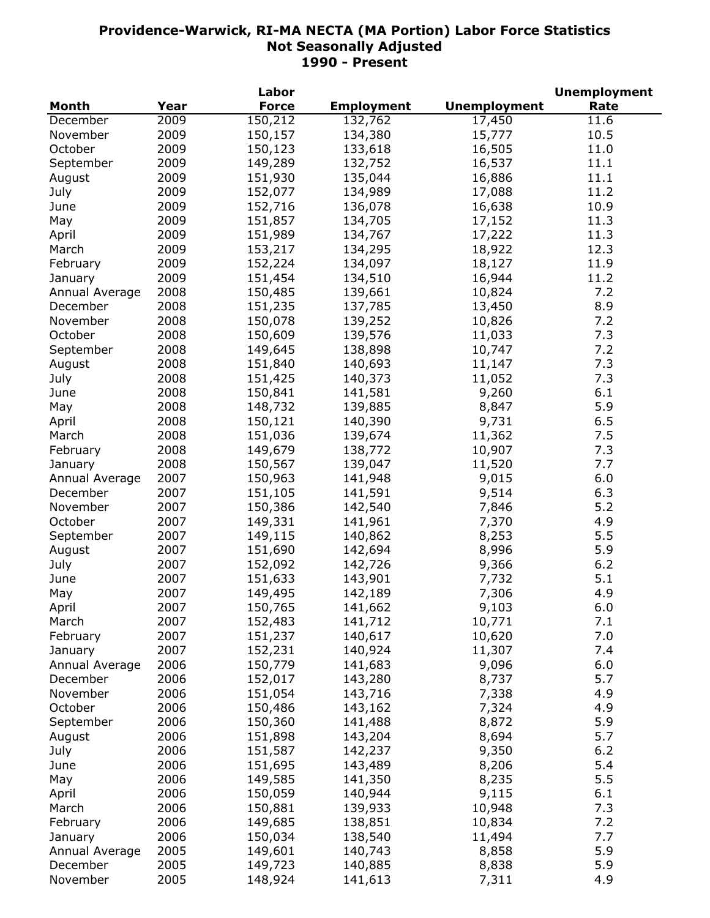# Providence-Warwick, RI-MA NECTA (MA Portion) Labor Force Statistics
## Not Seasonally Adjusted
## 1990 - Present

| Month | Year | Labor Force | Employment | Unemployment | Unemployment Rate |
|---|---|---|---|---|---|
| December | 2009 | 150,212 | 132,762 | 17,450 | 11.6 |
| November | 2009 | 150,157 | 134,380 | 15,777 | 10.5 |
| October | 2009 | 150,123 | 133,618 | 16,505 | 11.0 |
| September | 2009 | 149,289 | 132,752 | 16,537 | 11.1 |
| August | 2009 | 151,930 | 135,044 | 16,886 | 11.1 |
| July | 2009 | 152,077 | 134,989 | 17,088 | 11.2 |
| June | 2009 | 152,716 | 136,078 | 16,638 | 10.9 |
| May | 2009 | 151,857 | 134,705 | 17,152 | 11.3 |
| April | 2009 | 151,989 | 134,767 | 17,222 | 11.3 |
| March | 2009 | 153,217 | 134,295 | 18,922 | 12.3 |
| February | 2009 | 152,224 | 134,097 | 18,127 | 11.9 |
| January | 2009 | 151,454 | 134,510 | 16,944 | 11.2 |
| Annual Average | 2008 | 150,485 | 139,661 | 10,824 | 7.2 |
| December | 2008 | 151,235 | 137,785 | 13,450 | 8.9 |
| November | 2008 | 150,078 | 139,252 | 10,826 | 7.2 |
| October | 2008 | 150,609 | 139,576 | 11,033 | 7.3 |
| September | 2008 | 149,645 | 138,898 | 10,747 | 7.2 |
| August | 2008 | 151,840 | 140,693 | 11,147 | 7.3 |
| July | 2008 | 151,425 | 140,373 | 11,052 | 7.3 |
| June | 2008 | 150,841 | 141,581 | 9,260 | 6.1 |
| May | 2008 | 148,732 | 139,885 | 8,847 | 5.9 |
| April | 2008 | 150,121 | 140,390 | 9,731 | 6.5 |
| March | 2008 | 151,036 | 139,674 | 11,362 | 7.5 |
| February | 2008 | 149,679 | 138,772 | 10,907 | 7.3 |
| January | 2008 | 150,567 | 139,047 | 11,520 | 7.7 |
| Annual Average | 2007 | 150,963 | 141,948 | 9,015 | 6.0 |
| December | 2007 | 151,105 | 141,591 | 9,514 | 6.3 |
| November | 2007 | 150,386 | 142,540 | 7,846 | 5.2 |
| October | 2007 | 149,331 | 141,961 | 7,370 | 4.9 |
| September | 2007 | 149,115 | 140,862 | 8,253 | 5.5 |
| August | 2007 | 151,690 | 142,694 | 8,996 | 5.9 |
| July | 2007 | 152,092 | 142,726 | 9,366 | 6.2 |
| June | 2007 | 151,633 | 143,901 | 7,732 | 5.1 |
| May | 2007 | 149,495 | 142,189 | 7,306 | 4.9 |
| April | 2007 | 150,765 | 141,662 | 9,103 | 6.0 |
| March | 2007 | 152,483 | 141,712 | 10,771 | 7.1 |
| February | 2007 | 151,237 | 140,617 | 10,620 | 7.0 |
| January | 2007 | 152,231 | 140,924 | 11,307 | 7.4 |
| Annual Average | 2006 | 150,779 | 141,683 | 9,096 | 6.0 |
| December | 2006 | 152,017 | 143,280 | 8,737 | 5.7 |
| November | 2006 | 151,054 | 143,716 | 7,338 | 4.9 |
| October | 2006 | 150,486 | 143,162 | 7,324 | 4.9 |
| September | 2006 | 150,360 | 141,488 | 8,872 | 5.9 |
| August | 2006 | 151,898 | 143,204 | 8,694 | 5.7 |
| July | 2006 | 151,587 | 142,237 | 9,350 | 6.2 |
| June | 2006 | 151,695 | 143,489 | 8,206 | 5.4 |
| May | 2006 | 149,585 | 141,350 | 8,235 | 5.5 |
| April | 2006 | 150,059 | 140,944 | 9,115 | 6.1 |
| March | 2006 | 150,881 | 139,933 | 10,948 | 7.3 |
| February | 2006 | 149,685 | 138,851 | 10,834 | 7.2 |
| January | 2006 | 150,034 | 138,540 | 11,494 | 7.7 |
| Annual Average | 2005 | 149,601 | 140,743 | 8,858 | 5.9 |
| December | 2005 | 149,723 | 140,885 | 8,838 | 5.9 |
| November | 2005 | 148,924 | 141,613 | 7,311 | 4.9 |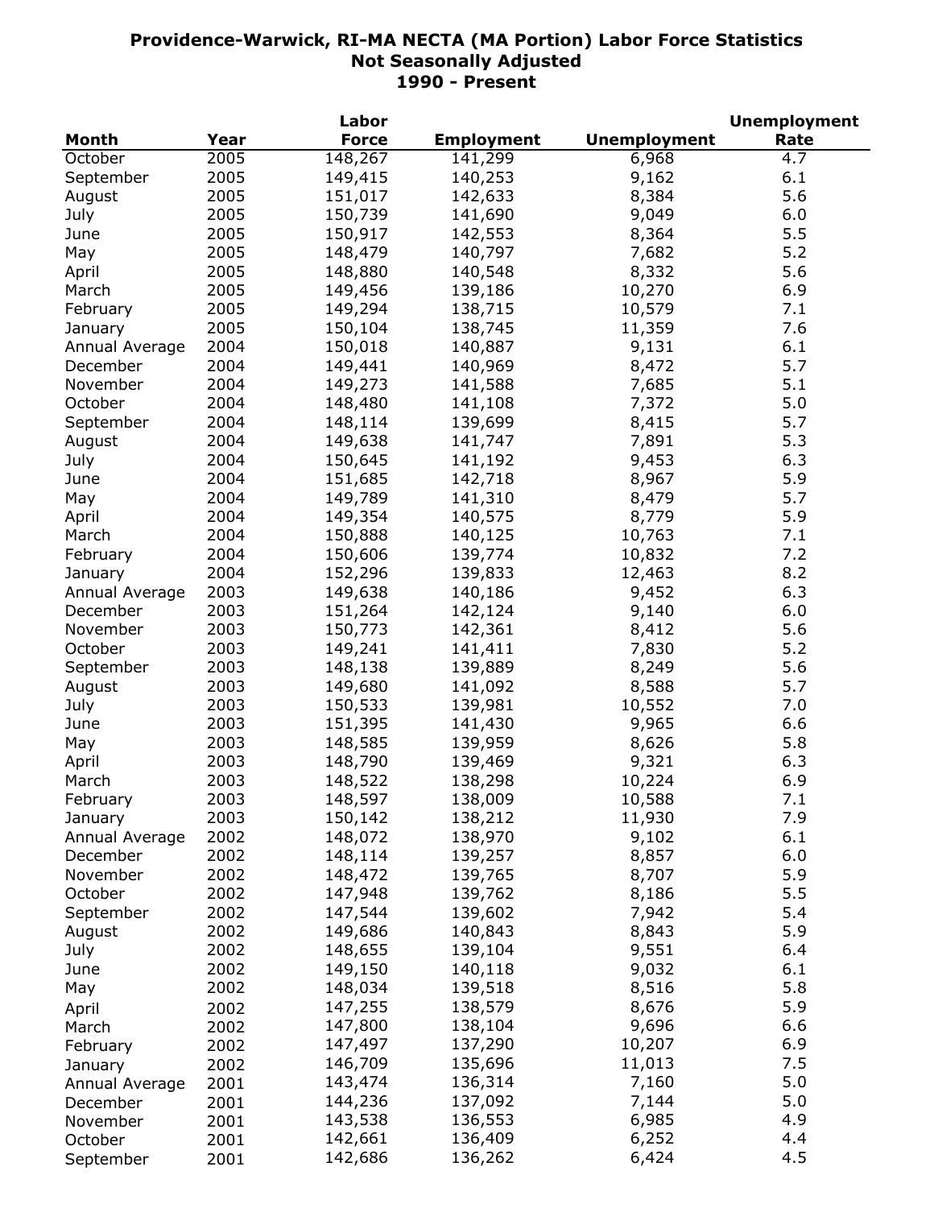# Providence-Warwick, RI-MA NECTA (MA Portion) Labor Force Statistics
## Not Seasonally Adjusted
## 1990 - Present

| Month | Year | Labor Force | Employment | Unemployment | Unemployment Rate |
|---|---|---|---|---|---|
| October | 2005 | 148,267 | 141,299 | 6,968 | 4.7 |
| September | 2005 | 149,415 | 140,253 | 9,162 | 6.1 |
| August | 2005 | 151,017 | 142,633 | 8,384 | 5.6 |
| July | 2005 | 150,739 | 141,690 | 9,049 | 6.0 |
| June | 2005 | 150,917 | 142,553 | 8,364 | 5.5 |
| May | 2005 | 148,479 | 140,797 | 7,682 | 5.2 |
| April | 2005 | 148,880 | 140,548 | 8,332 | 5.6 |
| March | 2005 | 149,456 | 139,186 | 10,270 | 6.9 |
| February | 2005 | 149,294 | 138,715 | 10,579 | 7.1 |
| January | 2005 | 150,104 | 138,745 | 11,359 | 7.6 |
| Annual Average | 2004 | 150,018 | 140,887 | 9,131 | 6.1 |
| December | 2004 | 149,441 | 140,969 | 8,472 | 5.7 |
| November | 2004 | 149,273 | 141,588 | 7,685 | 5.1 |
| October | 2004 | 148,480 | 141,108 | 7,372 | 5.0 |
| September | 2004 | 148,114 | 139,699 | 8,415 | 5.7 |
| August | 2004 | 149,638 | 141,747 | 7,891 | 5.3 |
| July | 2004 | 150,645 | 141,192 | 9,453 | 6.3 |
| June | 2004 | 151,685 | 142,718 | 8,967 | 5.9 |
| May | 2004 | 149,789 | 141,310 | 8,479 | 5.7 |
| April | 2004 | 149,354 | 140,575 | 8,779 | 5.9 |
| March | 2004 | 150,888 | 140,125 | 10,763 | 7.1 |
| February | 2004 | 150,606 | 139,774 | 10,832 | 7.2 |
| January | 2004 | 152,296 | 139,833 | 12,463 | 8.2 |
| Annual Average | 2003 | 149,638 | 140,186 | 9,452 | 6.3 |
| December | 2003 | 151,264 | 142,124 | 9,140 | 6.0 |
| November | 2003 | 150,773 | 142,361 | 8,412 | 5.6 |
| October | 2003 | 149,241 | 141,411 | 7,830 | 5.2 |
| September | 2003 | 148,138 | 139,889 | 8,249 | 5.6 |
| August | 2003 | 149,680 | 141,092 | 8,588 | 5.7 |
| July | 2003 | 150,533 | 139,981 | 10,552 | 7.0 |
| June | 2003 | 151,395 | 141,430 | 9,965 | 6.6 |
| May | 2003 | 148,585 | 139,959 | 8,626 | 5.8 |
| April | 2003 | 148,790 | 139,469 | 9,321 | 6.3 |
| March | 2003 | 148,522 | 138,298 | 10,224 | 6.9 |
| February | 2003 | 148,597 | 138,009 | 10,588 | 7.1 |
| January | 2003 | 150,142 | 138,212 | 11,930 | 7.9 |
| Annual Average | 2002 | 148,072 | 138,970 | 9,102 | 6.1 |
| December | 2002 | 148,114 | 139,257 | 8,857 | 6.0 |
| November | 2002 | 148,472 | 139,765 | 8,707 | 5.9 |
| October | 2002 | 147,948 | 139,762 | 8,186 | 5.5 |
| September | 2002 | 147,544 | 139,602 | 7,942 | 5.4 |
| August | 2002 | 149,686 | 140,843 | 8,843 | 5.9 |
| July | 2002 | 148,655 | 139,104 | 9,551 | 6.4 |
| June | 2002 | 149,150 | 140,118 | 9,032 | 6.1 |
| May | 2002 | 148,034 | 139,518 | 8,516 | 5.8 |
| April | 2002 | 147,255 | 138,579 | 8,676 | 5.9 |
| March | 2002 | 147,800 | 138,104 | 9,696 | 6.6 |
| February | 2002 | 147,497 | 137,290 | 10,207 | 6.9 |
| January | 2002 | 146,709 | 135,696 | 11,013 | 7.5 |
| Annual Average | 2001 | 143,474 | 136,314 | 7,160 | 5.0 |
| December | 2001 | 144,236 | 137,092 | 7,144 | 5.0 |
| November | 2001 | 143,538 | 136,553 | 6,985 | 4.9 |
| October | 2001 | 142,661 | 136,409 | 6,252 | 4.4 |
| September | 2001 | 142,686 | 136,262 | 6,424 | 4.5 |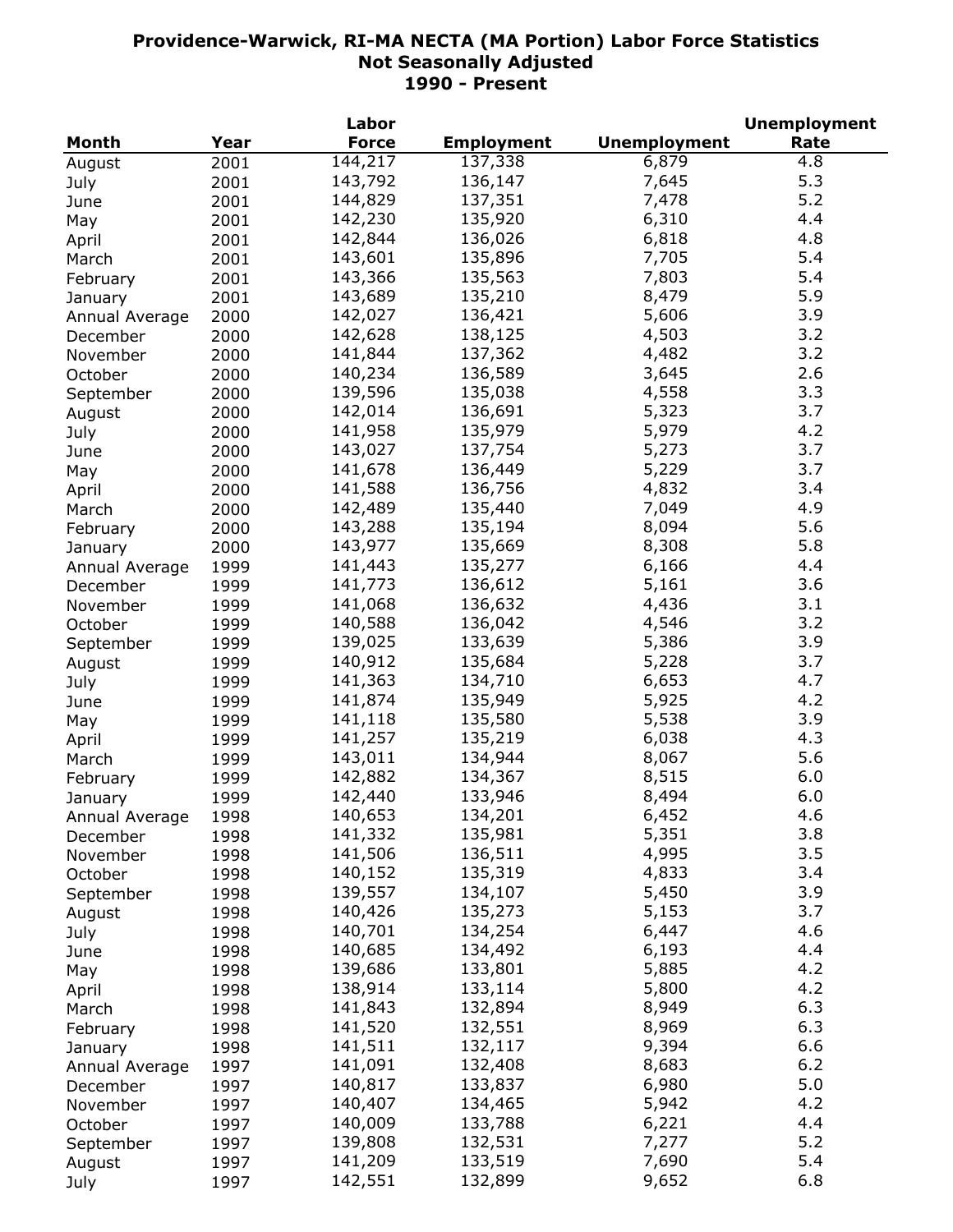# Providence-Warwick, RI-MA NECTA (MA Portion) Labor Force Statistics
## Not Seasonally Adjusted
## 1990 - Present

| Month | Year | Labor Force | Employment | Unemployment | Unemployment Rate |
|---|---|---|---|---|---|
| August | 2001 | 144,217 | 137,338 | 6,879 | 4.8 |
| July | 2001 | 143,792 | 136,147 | 7,645 | 5.3 |
| June | 2001 | 144,829 | 137,351 | 7,478 | 5.2 |
| May | 2001 | 142,230 | 135,920 | 6,310 | 4.4 |
| April | 2001 | 142,844 | 136,026 | 6,818 | 4.8 |
| March | 2001 | 143,601 | 135,896 | 7,705 | 5.4 |
| February | 2001 | 143,366 | 135,563 | 7,803 | 5.4 |
| January | 2001 | 143,689 | 135,210 | 8,479 | 5.9 |
| Annual Average | 2000 | 142,027 | 136,421 | 5,606 | 3.9 |
| December | 2000 | 142,628 | 138,125 | 4,503 | 3.2 |
| November | 2000 | 141,844 | 137,362 | 4,482 | 3.2 |
| October | 2000 | 140,234 | 136,589 | 3,645 | 2.6 |
| September | 2000 | 139,596 | 135,038 | 4,558 | 3.3 |
| August | 2000 | 142,014 | 136,691 | 5,323 | 3.7 |
| July | 2000 | 141,958 | 135,979 | 5,979 | 4.2 |
| June | 2000 | 143,027 | 137,754 | 5,273 | 3.7 |
| May | 2000 | 141,678 | 136,449 | 5,229 | 3.7 |
| April | 2000 | 141,588 | 136,756 | 4,832 | 3.4 |
| March | 2000 | 142,489 | 135,440 | 7,049 | 4.9 |
| February | 2000 | 143,288 | 135,194 | 8,094 | 5.6 |
| January | 2000 | 143,977 | 135,669 | 8,308 | 5.8 |
| Annual Average | 1999 | 141,443 | 135,277 | 6,166 | 4.4 |
| December | 1999 | 141,773 | 136,612 | 5,161 | 3.6 |
| November | 1999 | 141,068 | 136,632 | 4,436 | 3.1 |
| October | 1999 | 140,588 | 136,042 | 4,546 | 3.2 |
| September | 1999 | 139,025 | 133,639 | 5,386 | 3.9 |
| August | 1999 | 140,912 | 135,684 | 5,228 | 3.7 |
| July | 1999 | 141,363 | 134,710 | 6,653 | 4.7 |
| June | 1999 | 141,874 | 135,949 | 5,925 | 4.2 |
| May | 1999 | 141,118 | 135,580 | 5,538 | 3.9 |
| April | 1999 | 141,257 | 135,219 | 6,038 | 4.3 |
| March | 1999 | 143,011 | 134,944 | 8,067 | 5.6 |
| February | 1999 | 142,882 | 134,367 | 8,515 | 6.0 |
| January | 1999 | 142,440 | 133,946 | 8,494 | 6.0 |
| Annual Average | 1998 | 140,653 | 134,201 | 6,452 | 4.6 |
| December | 1998 | 141,332 | 135,981 | 5,351 | 3.8 |
| November | 1998 | 141,506 | 136,511 | 4,995 | 3.5 |
| October | 1998 | 140,152 | 135,319 | 4,833 | 3.4 |
| September | 1998 | 139,557 | 134,107 | 5,450 | 3.9 |
| August | 1998 | 140,426 | 135,273 | 5,153 | 3.7 |
| July | 1998 | 140,701 | 134,254 | 6,447 | 4.6 |
| June | 1998 | 140,685 | 134,492 | 6,193 | 4.4 |
| May | 1998 | 139,686 | 133,801 | 5,885 | 4.2 |
| April | 1998 | 138,914 | 133,114 | 5,800 | 4.2 |
| March | 1998 | 141,843 | 132,894 | 8,949 | 6.3 |
| February | 1998 | 141,520 | 132,551 | 8,969 | 6.3 |
| January | 1998 | 141,511 | 132,117 | 9,394 | 6.6 |
| Annual Average | 1997 | 141,091 | 132,408 | 8,683 | 6.2 |
| December | 1997 | 140,817 | 133,837 | 6,980 | 5.0 |
| November | 1997 | 140,407 | 134,465 | 5,942 | 4.2 |
| October | 1997 | 140,009 | 133,788 | 6,221 | 4.4 |
| September | 1997 | 139,808 | 132,531 | 7,277 | 5.2 |
| August | 1997 | 141,209 | 133,519 | 7,690 | 5.4 |
| July | 1997 | 142,551 | 132,899 | 9,652 | 6.8 |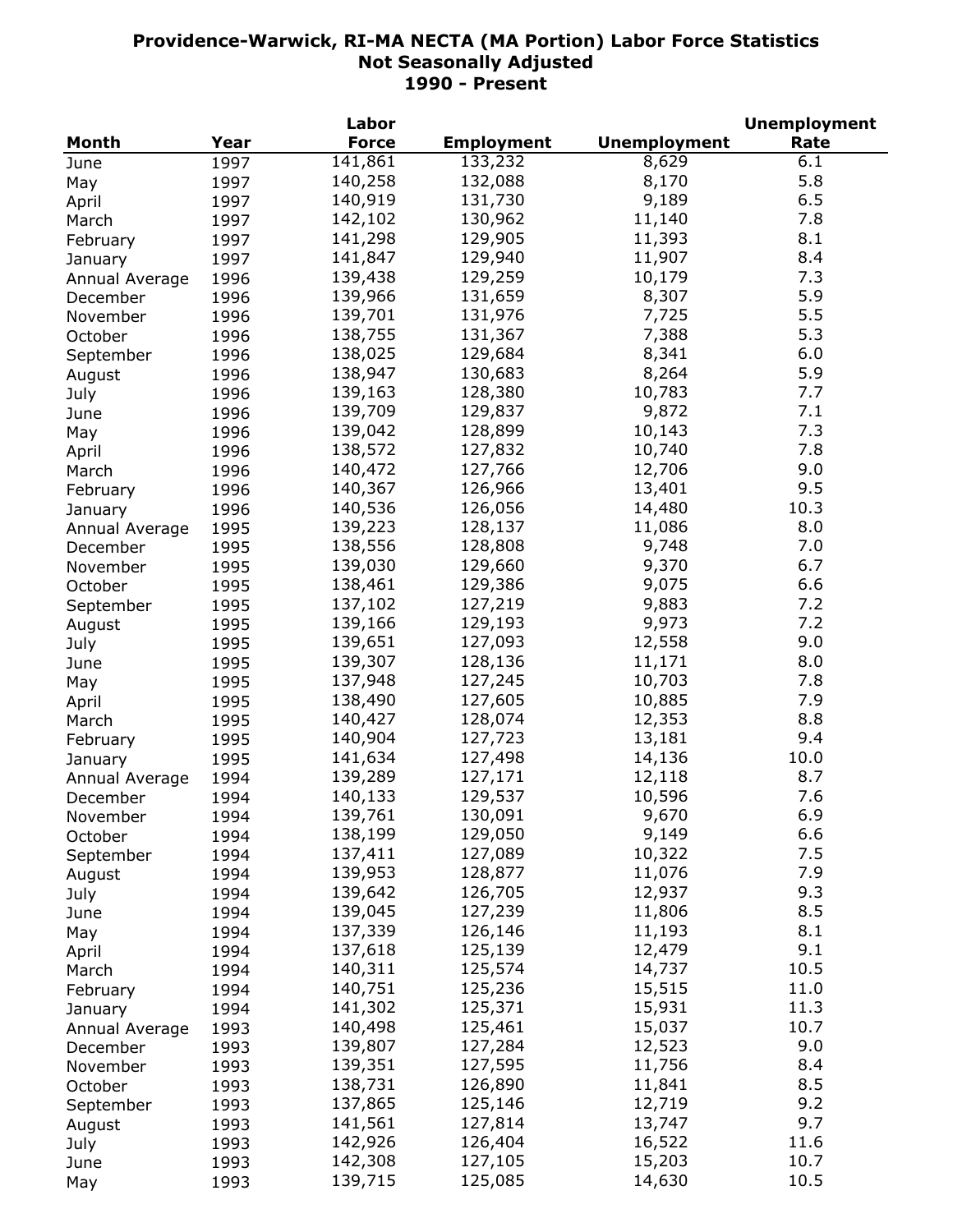**Providence-Warwick, RI-MA NECTA (MA Portion) Labor Force Statistics**
**Not Seasonally Adjusted**
**1990 - Present**

| Month | Year | Labor Force | Employment | Unemployment | Unemployment Rate |
|---|---|---|---|---|---|
| June | 1997 | 141,861 | 133,232 | 8,629 | 6.1 |
| May | 1997 | 140,258 | 132,088 | 8,170 | 5.8 |
| April | 1997 | 140,919 | 131,730 | 9,189 | 6.5 |
| March | 1997 | 142,102 | 130,962 | 11,140 | 7.8 |
| February | 1997 | 141,298 | 129,905 | 11,393 | 8.1 |
| January | 1997 | 141,847 | 129,940 | 11,907 | 8.4 |
| Annual Average | 1996 | 139,438 | 129,259 | 10,179 | 7.3 |
| December | 1996 | 139,966 | 131,659 | 8,307 | 5.9 |
| November | 1996 | 139,701 | 131,976 | 7,725 | 5.5 |
| October | 1996 | 138,755 | 131,367 | 7,388 | 5.3 |
| September | 1996 | 138,025 | 129,684 | 8,341 | 6.0 |
| August | 1996 | 138,947 | 130,683 | 8,264 | 5.9 |
| July | 1996 | 139,163 | 128,380 | 10,783 | 7.7 |
| June | 1996 | 139,709 | 129,837 | 9,872 | 7.1 |
| May | 1996 | 139,042 | 128,899 | 10,143 | 7.3 |
| April | 1996 | 138,572 | 127,832 | 10,740 | 7.8 |
| March | 1996 | 140,472 | 127,766 | 12,706 | 9.0 |
| February | 1996 | 140,367 | 126,966 | 13,401 | 9.5 |
| January | 1996 | 140,536 | 126,056 | 14,480 | 10.3 |
| Annual Average | 1995 | 139,223 | 128,137 | 11,086 | 8.0 |
| December | 1995 | 138,556 | 128,808 | 9,748 | 7.0 |
| November | 1995 | 139,030 | 129,660 | 9,370 | 6.7 |
| October | 1995 | 138,461 | 129,386 | 9,075 | 6.6 |
| September | 1995 | 137,102 | 127,219 | 9,883 | 7.2 |
| August | 1995 | 139,166 | 129,193 | 9,973 | 7.2 |
| July | 1995 | 139,651 | 127,093 | 12,558 | 9.0 |
| June | 1995 | 139,307 | 128,136 | 11,171 | 8.0 |
| May | 1995 | 137,948 | 127,245 | 10,703 | 7.8 |
| April | 1995 | 138,490 | 127,605 | 10,885 | 7.9 |
| March | 1995 | 140,427 | 128,074 | 12,353 | 8.8 |
| February | 1995 | 140,904 | 127,723 | 13,181 | 9.4 |
| January | 1995 | 141,634 | 127,498 | 14,136 | 10.0 |
| Annual Average | 1994 | 139,289 | 127,171 | 12,118 | 8.7 |
| December | 1994 | 140,133 | 129,537 | 10,596 | 7.6 |
| November | 1994 | 139,761 | 130,091 | 9,670 | 6.9 |
| October | 1994 | 138,199 | 129,050 | 9,149 | 6.6 |
| September | 1994 | 137,411 | 127,089 | 10,322 | 7.5 |
| August | 1994 | 139,953 | 128,877 | 11,076 | 7.9 |
| July | 1994 | 139,642 | 126,705 | 12,937 | 9.3 |
| June | 1994 | 139,045 | 127,239 | 11,806 | 8.5 |
| May | 1994 | 137,339 | 126,146 | 11,193 | 8.1 |
| April | 1994 | 137,618 | 125,139 | 12,479 | 9.1 |
| March | 1994 | 140,311 | 125,574 | 14,737 | 10.5 |
| February | 1994 | 140,751 | 125,236 | 15,515 | 11.0 |
| January | 1994 | 141,302 | 125,371 | 15,931 | 11.3 |
| Annual Average | 1993 | 140,498 | 125,461 | 15,037 | 10.7 |
| December | 1993 | 139,807 | 127,284 | 12,523 | 9.0 |
| November | 1993 | 139,351 | 127,595 | 11,756 | 8.4 |
| October | 1993 | 138,731 | 126,890 | 11,841 | 8.5 |
| September | 1993 | 137,865 | 125,146 | 12,719 | 9.2 |
| August | 1993 | 141,561 | 127,814 | 13,747 | 9.7 |
| July | 1993 | 142,926 | 126,404 | 16,522 | 11.6 |
| June | 1993 | 142,308 | 127,105 | 15,203 | 10.7 |
| May | 1993 | 139,715 | 125,085 | 14,630 | 10.5 |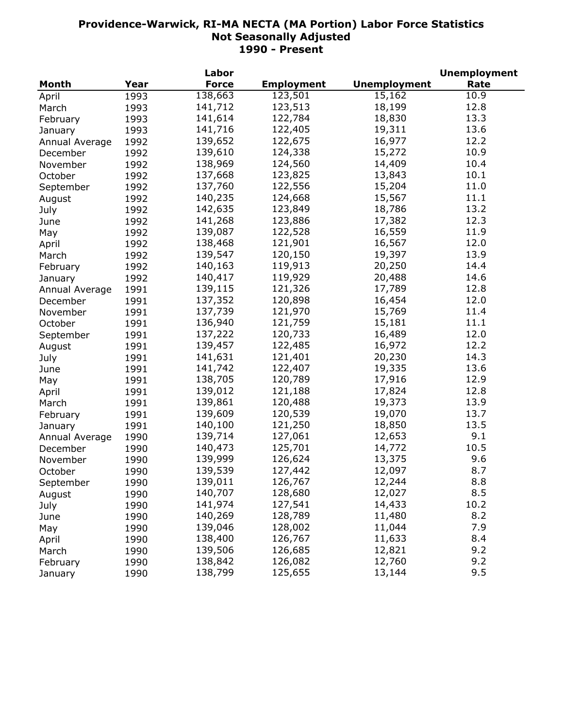**Providence-Warwick, RI-MA NECTA (MA Portion) Labor Force Statistics**
**Not Seasonally Adjusted**
**1990 - Present**

| Month | Year | Labor Force | Employment | Unemployment | Unemployment Rate |
|---|---|---|---|---|---|
| April | 1993 | 138,663 | 123,501 | 15,162 | 10.9 |
| March | 1993 | 141,712 | 123,513 | 18,199 | 12.8 |
| February | 1993 | 141,614 | 122,784 | 18,830 | 13.3 |
| January | 1993 | 141,716 | 122,405 | 19,311 | 13.6 |
| Annual Average | 1992 | 139,652 | 122,675 | 16,977 | 12.2 |
| December | 1992 | 139,610 | 124,338 | 15,272 | 10.9 |
| November | 1992 | 138,969 | 124,560 | 14,409 | 10.4 |
| October | 1992 | 137,668 | 123,825 | 13,843 | 10.1 |
| September | 1992 | 137,760 | 122,556 | 15,204 | 11.0 |
| August | 1992 | 140,235 | 124,668 | 15,567 | 11.1 |
| July | 1992 | 142,635 | 123,849 | 18,786 | 13.2 |
| June | 1992 | 141,268 | 123,886 | 17,382 | 12.3 |
| May | 1992 | 139,087 | 122,528 | 16,559 | 11.9 |
| April | 1992 | 138,468 | 121,901 | 16,567 | 12.0 |
| March | 1992 | 139,547 | 120,150 | 19,397 | 13.9 |
| February | 1992 | 140,163 | 119,913 | 20,250 | 14.4 |
| January | 1992 | 140,417 | 119,929 | 20,488 | 14.6 |
| Annual Average | 1991 | 139,115 | 121,326 | 17,789 | 12.8 |
| December | 1991 | 137,352 | 120,898 | 16,454 | 12.0 |
| November | 1991 | 137,739 | 121,970 | 15,769 | 11.4 |
| October | 1991 | 136,940 | 121,759 | 15,181 | 11.1 |
| September | 1991 | 137,222 | 120,733 | 16,489 | 12.0 |
| August | 1991 | 139,457 | 122,485 | 16,972 | 12.2 |
| July | 1991 | 141,631 | 121,401 | 20,230 | 14.3 |
| June | 1991 | 141,742 | 122,407 | 19,335 | 13.6 |
| May | 1991 | 138,705 | 120,789 | 17,916 | 12.9 |
| April | 1991 | 139,012 | 121,188 | 17,824 | 12.8 |
| March | 1991 | 139,861 | 120,488 | 19,373 | 13.9 |
| February | 1991 | 139,609 | 120,539 | 19,070 | 13.7 |
| January | 1991 | 140,100 | 121,250 | 18,850 | 13.5 |
| Annual Average | 1990 | 139,714 | 127,061 | 12,653 | 9.1 |
| December | 1990 | 140,473 | 125,701 | 14,772 | 10.5 |
| November | 1990 | 139,999 | 126,624 | 13,375 | 9.6 |
| October | 1990 | 139,539 | 127,442 | 12,097 | 8.7 |
| September | 1990 | 139,011 | 126,767 | 12,244 | 8.8 |
| August | 1990 | 140,707 | 128,680 | 12,027 | 8.5 |
| July | 1990 | 141,974 | 127,541 | 14,433 | 10.2 |
| June | 1990 | 140,269 | 128,789 | 11,480 | 8.2 |
| May | 1990 | 139,046 | 128,002 | 11,044 | 7.9 |
| April | 1990 | 138,400 | 126,767 | 11,633 | 8.4 |
| March | 1990 | 139,506 | 126,685 | 12,821 | 9.2 |
| February | 1990 | 138,842 | 126,082 | 12,760 | 9.2 |
| January | 1990 | 138,799 | 125,655 | 13,144 | 9.5 |